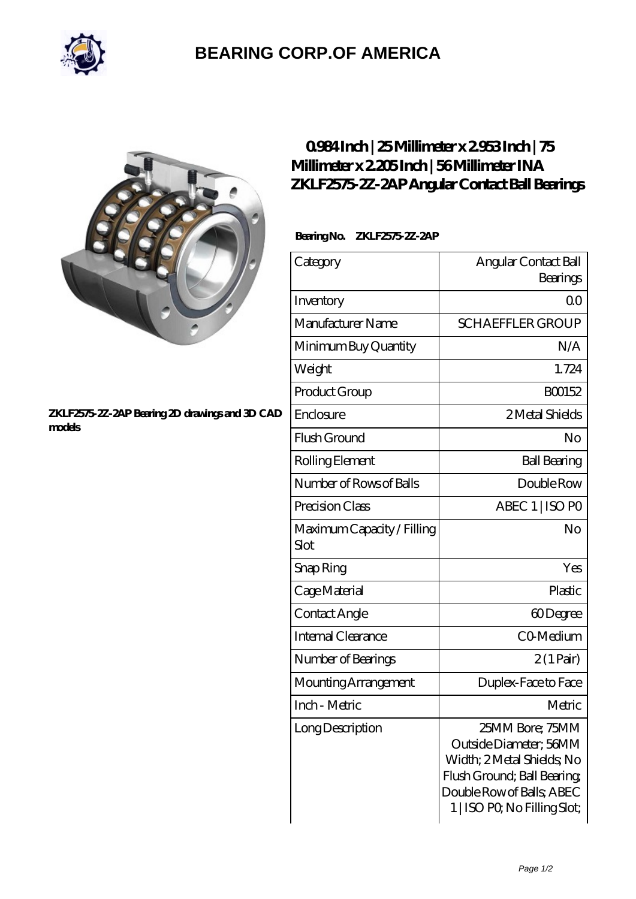# BEARING CORP.OF AMERICA

## 0.984 Inch | 25 Millimeter x 2.953 Inch | 75 Millimeter x 2.205 Inch | 56 Millimeter INA ZKLF2575-2Z-2AP Angular Contact Ball Bearings

**Bearing No.** ZKLF2575-2Z-2AP

ZKLF2575-2Z-2AP Bearing 2D drawings and 3D CAD models

| Category | Angular Contact Ball Bearings |
| --- | --- |
| Inventory | 0.0 |
| Manufacturer Name | SCHAEFFLER GROUP |
| Minimum Buy Quantity | N/A |
| Weight | 1.724 |
| Product Group | B00152 |
| Enclosure | 2 Metal Shields |
| Flush Ground | No |
| Rolling Element | Ball Bearing |
| Number of Rows of Balls | Double Row |
| Precision Class | ABEC 1 \| ISO P0 |
| Maximum Capacity / Filling Slot | No |
| Snap Ring | Yes |
| Cage Material | Plastic |
| Contact Angle | 60 Degree |
| Internal Clearance | C0-Medium |
| Number of Bearings | 2 (1 Pair) |
| Mounting Arrangement | Duplex-Face to Face |
| Inch - Metric | Metric |
| Long Description | 25MM Bore; 75MM Outside Diameter; 56MM Width; 2 Metal Shields; No Flush Ground; Ball Bearing; Double Row of Balls; ABEC 1 \| ISO P0; No Filling Slot; |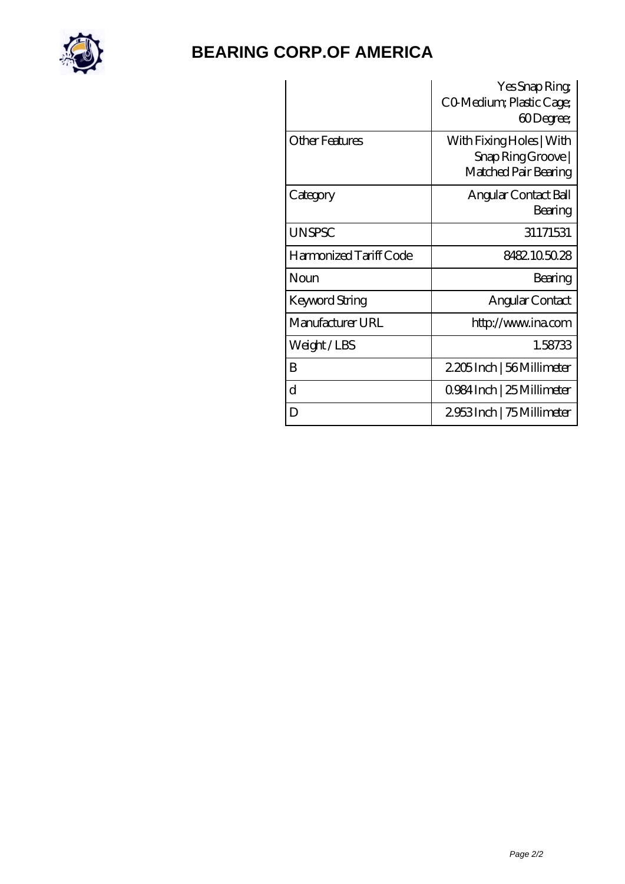# BEARING CORP.OF AMERICA

| | |
|---|---|
| | Yes Snap Ring; C0-Medium; Plastic Cage; 60 Degree; |
| Other Features | With Fixing Holes \| With Snap Ring Groove \| Matched Pair Bearing |
| Category | Angular Contact Ball Bearing |
| UNSPSC | 31171531 |
| Harmonized Tariff Code | 8482.10.50.28 |
| Noun | Bearing |
| Keyword String | Angular Contact |
| Manufacturer URL | http://www.ina.com |
| Weight / LBS | 1.58733 |
| B | 2.205 Inch \| 56 Millimeter |
| d | 0.984 Inch \| 25 Millimeter |
| D | 2.953 Inch \| 75 Millimeter |